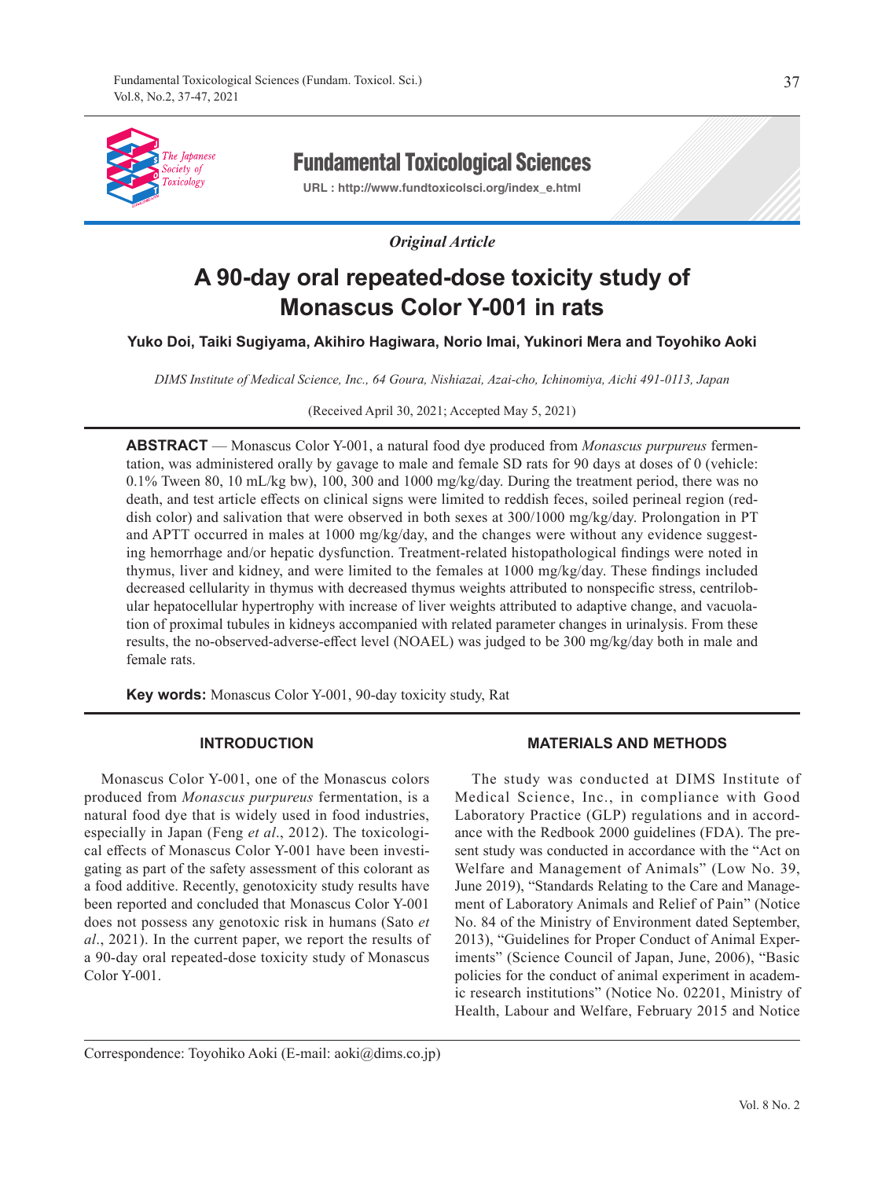*Original Article*

# A 90-day oral repeated-dose toxicity study of Monascus Color Y-001 in rats

**Yuko Doi, Taiki Sugiyama, Akihiro Hagiwara, Norio Imai, Yukinori Mera and Toyohiko Aoki**

*DIMS Institute of Medical Science, Inc., 64 Goura, Nishiazai, Azai-cho, Ichinomiya, Aichi 491-0113, Japan*

(Received April 30, 2021; Accepted May 5, 2021)

**ABSTRACT** — Monascus Color Y-001, a natural food dye produced from *Monascus purpureus* fermentation, was administered orally by gavage to male and female SD rats for 90 days at doses of 0 (vehicle: 0.1% Tween 80, 10 mL/kg bw), 100, 300 and 1000 mg/kg/day. During the treatment period, there was no death, and test article effects on clinical signs were limited to reddish feces, soiled perineal region (reddish color) and salivation that were observed in both sexes at 300/1000 mg/kg/day. Prolongation in PT and APTT occurred in males at 1000 mg/kg/day, and the changes were without any evidence suggesting hemorrhage and/or hepatic dysfunction. Treatment-related histopathological findings were noted in thymus, liver and kidney, and were limited to the females at 1000 mg/kg/day. These findings included decreased cellularity in thymus with decreased thymus weights attributed to nonspecific stress, centrilobular hepatocellular hypertrophy with increase of liver weights attributed to adaptive change, and vacuolation of proximal tubules in kidneys accompanied with related parameter changes in urinalysis. From these results, the no-observed-adverse-effect level (NOAEL) was judged to be 300 mg/kg/day both in male and female rats.

**Key words:** Monascus Color Y-001, 90-day toxicity study, Rat

## INTRODUCTION

Monascus Color Y-001, one of the Monascus colors produced from *Monascus purpureus* fermentation, is a natural food dye that is widely used in food industries, especially in Japan (Feng *et al*., 2012). The toxicological effects of Monascus Color Y-001 have been investigating as part of the safety assessment of this colorant as a food additive. Recently, genotoxicity study results have been reported and concluded that Monascus Color Y-001 does not possess any genotoxic risk in humans (Sato *et al*., 2021). In the current paper, we report the results of a 90-day oral repeated-dose toxicity study of Monascus Color Y-001.

## MATERIALS AND METHODS

The study was conducted at DIMS Institute of Medical Science, Inc., in compliance with Good Laboratory Practice (GLP) regulations and in accordance with the Redbook 2000 guidelines (FDA). The present study was conducted in accordance with the "Act on Welfare and Management of Animals" (Low No. 39, June 2019), "Standards Relating to the Care and Management of Laboratory Animals and Relief of Pain" (Notice No. 84 of the Ministry of Environment dated September, 2013), "Guidelines for Proper Conduct of Animal Experiments" (Science Council of Japan, June, 2006), "Basic policies for the conduct of animal experiment in academic research institutions" (Notice No. 02201, Ministry of Health, Labour and Welfare, February 2015 and Notice

Correspondence: Toyohiko Aoki (E-mail: aoki@dims.co.jp)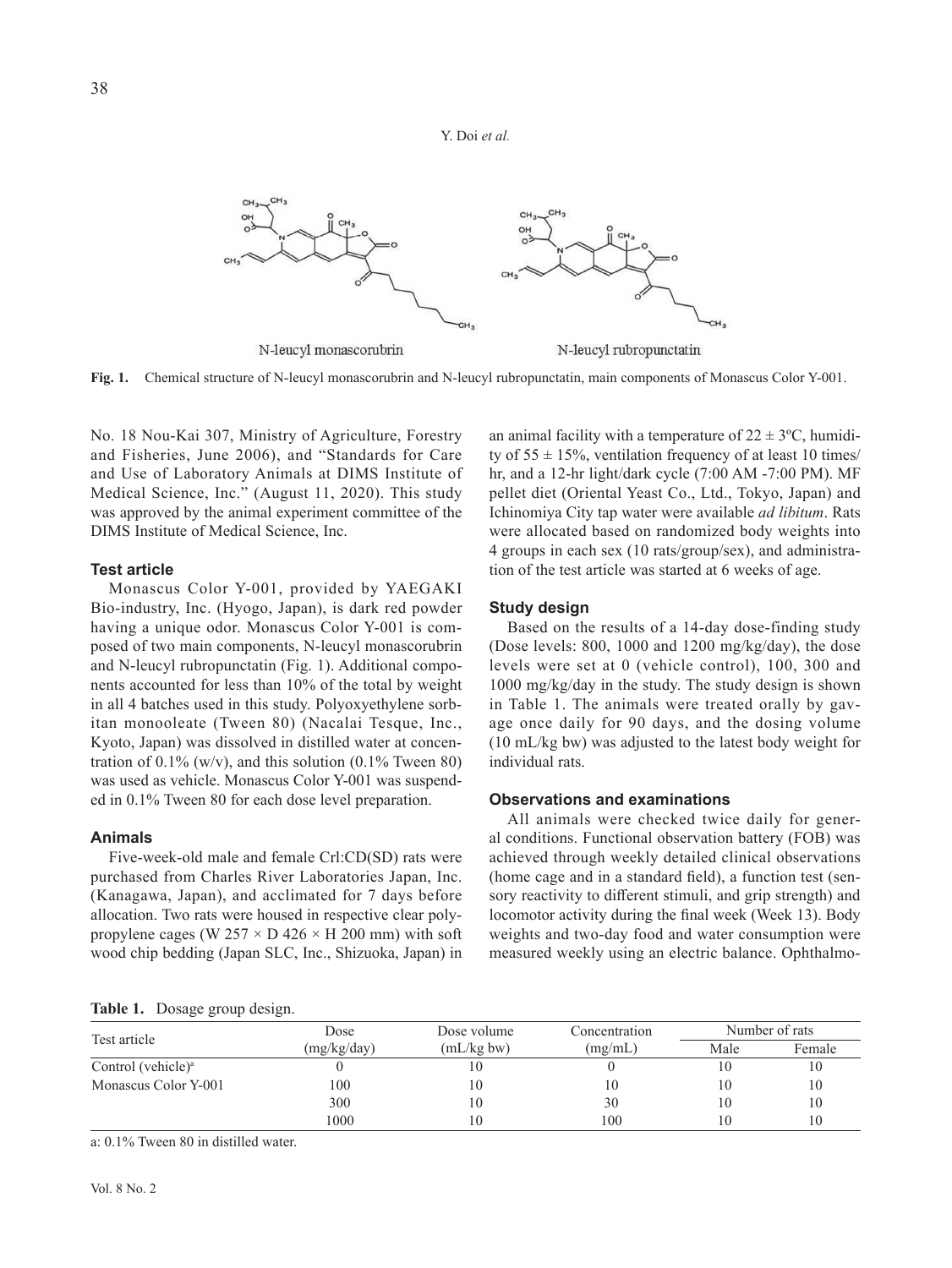Fig. 1. Chemical structure of N-leucyl monascorubrin and N-leucyl rubropunctatin, main components of Monascus Color Y-001.

No. 18 Nou-Kai 307, Ministry of Agriculture, Forestry and Fisheries, June 2006), and "Standards for Care and Use of Laboratory Animals at DIMS Institute of Medical Science, Inc." (August 11, 2020). This study was approved by the animal experiment committee of the DIMS Institute of Medical Science, Inc.

### Test article

Monascus Color Y-001, provided by YAEGAKI Bio-industry, Inc. (Hyogo, Japan), is dark red powder having a unique odor. Monascus Color Y-001 is composed of two main components, N-leucyl monascorubrin and N-leucyl rubropunctatin (Fig. 1). Additional components accounted for less than 10% of the total by weight in all 4 batches used in this study. Polyoxyethylene sorbitan monooleate (Tween 80) (Nacalai Tesque, Inc., Kyoto, Japan) was dissolved in distilled water at concentration of 0.1% (w/v), and this solution (0.1% Tween 80) was used as vehicle. Monascus Color Y-001 was suspended in 0.1% Tween 80 for each dose level preparation.

### Animals

Five-week-old male and female Crl:CD(SD) rats were purchased from Charles River Laboratories Japan, Inc. (Kanagawa, Japan), and acclimated for 7 days before allocation. Two rats were housed in respective clear polypropylene cages (W 257 × D 426 × H 200 mm) with soft wood chip bedding (Japan SLC, Inc., Shizuoka, Japan) in an animal facility with a temperature of 22 ± 3ºC, humidity of 55 ± 15%, ventilation frequency of at least 10 times/hr, and a 12-hr light/dark cycle (7:00 AM -7:00 PM). MF pellet diet (Oriental Yeast Co., Ltd., Tokyo, Japan) and Ichinomiya City tap water were available *ad libitum*. Rats were allocated based on randomized body weights into 4 groups in each sex (10 rats/group/sex), and administration of the test article was started at 6 weeks of age.

### Study design

Based on the results of a 14-day dose-finding study (Dose levels: 800, 1000 and 1200 mg/kg/day), the dose levels were set at 0 (vehicle control), 100, 300 and 1000 mg/kg/day in the study. The study design is shown in Table 1. The animals were treated orally by gavage once daily for 90 days, and the dosing volume (10 mL/kg bw) was adjusted to the latest body weight for individual rats.

### Observations and examinations

All animals were checked twice daily for general conditions. Functional observation battery (FOB) was achieved through weekly detailed clinical observations (home cage and in a standard field), a function test (sensory reactivity to different stimuli, and grip strength) and locomotor activity during the final week (Week 13). Body weights and two-day food and water consumption were measured weekly using an electric balance. Ophthalmo-

**Table 1.** Dosage group design.

| Test article | Dose (mg/kg/day) | Dose volume (mL/kg bw) | Concentration (mg/mL) | Number of rats | |
|---|---|---|---|---|---|
| | | | | Male | Female |
| Control (vehicle)[a] | 0 | 10 | 0 | 10 | 10 |
| Monascus Color Y-001 | 100 | 10 | 10 | 10 | 10 |
| | 300 | 10 | 30 | 10 | 10 |
| | 1000 | 10 | 100 | 10 | 10 |

a: 0.1% Tween 80 in distilled water.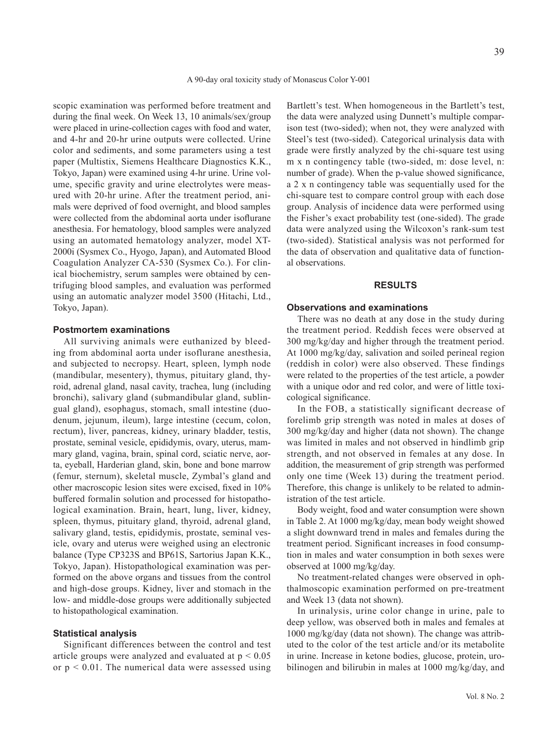scopic examination was performed before treatment and during the final week. On Week 13, 10 animals/sex/group were placed in urine-collection cages with food and water, and 4-hr and 20-hr urine outputs were collected. Urine color and sediments, and some parameters using a test paper (Multistix, Siemens Healthcare Diagnostics K.K., Tokyo, Japan) were examined using 4-hr urine. Urine volume, specific gravity and urine electrolytes were measured with 20-hr urine. After the treatment period, animals were deprived of food overnight, and blood samples were collected from the abdominal aorta under isoflurane anesthesia. For hematology, blood samples were analyzed using an automated hematology analyzer, model XT-2000i (Sysmex Co., Hyogo, Japan), and Automated Blood Coagulation Analyzer CA-530 (Sysmex Co.). For clinical biochemistry, serum samples were obtained by centrifuging blood samples, and evaluation was performed using an automatic analyzer model 3500 (Hitachi, Ltd., Tokyo, Japan).

### Postmortem examinations

All surviving animals were euthanized by bleeding from abdominal aorta under isoflurane anesthesia, and subjected to necropsy. Heart, spleen, lymph node (mandibular, mesentery), thymus, pituitary gland, thyroid, adrenal gland, nasal cavity, trachea, lung (including bronchi), salivary gland (submandibular gland, sublingual gland), esophagus, stomach, small intestine (duodenum, jejunum, ileum), large intestine (cecum, colon, rectum), liver, pancreas, kidney, urinary bladder, testis, prostate, seminal vesicle, epididymis, ovary, uterus, mammary gland, vagina, brain, spinal cord, sciatic nerve, aorta, eyeball, Harderian gland, skin, bone and bone marrow (femur, sternum), skeletal muscle, Zymbal's gland and other macroscopic lesion sites were excised, fixed in 10% buffered formalin solution and processed for histopathological examination. Brain, heart, lung, liver, kidney, spleen, thymus, pituitary gland, thyroid, adrenal gland, salivary gland, testis, epididymis, prostate, seminal vesicle, ovary and uterus were weighed using an electronic balance (Type CP323S and BP61S, Sartorius Japan K.K., Tokyo, Japan). Histopathological examination was performed on the above organs and tissues from the control and high-dose groups. Kidney, liver and stomach in the low- and middle-dose groups were additionally subjected to histopathological examination.

### Statistical analysis

Significant differences between the control and test article groups were analyzed and evaluated at $p < 0.05$ or $p < 0.01$. The numerical data were assessed using Bartlett's test. When homogeneous in the Bartlett's test, the data were analyzed using Dunnett's multiple comparison test (two-sided); when not, they were analyzed with Steel's test (two-sided). Categorical urinalysis data with grade were firstly analyzed by the chi-square test using m x n contingency table (two-sided, m: dose level, n: number of grade). When the p-value showed significance, a 2 x n contingency table was sequentially used for the chi-square test to compare control group with each dose group. Analysis of incidence data were performed using the Fisher's exact probability test (one-sided). The grade data were analyzed using the Wilcoxon's rank-sum test (two-sided). Statistical analysis was not performed for the data of observation and qualitative data of functional observations.

## RESULTS

### Observations and examinations

There was no death at any dose in the study during the treatment period. Reddish feces were observed at 300 mg/kg/day and higher through the treatment period. At 1000 mg/kg/day, salivation and soiled perineal region (reddish in color) were also observed. These findings were related to the properties of the test article, a powder with a unique odor and red color, and were of little toxicological significance.

In the FOB, a statistically significant decrease of forelimb grip strength was noted in males at doses of 300 mg/kg/day and higher (data not shown). The change was limited in males and not observed in hindlimb grip strength, and not observed in females at any dose. In addition, the measurement of grip strength was performed only one time (Week 13) during the treatment period. Therefore, this change is unlikely to be related to administration of the test article.

Body weight, food and water consumption were shown in Table 2. At 1000 mg/kg/day, mean body weight showed a slight downward trend in males and females during the treatment period. Significant increases in food consumption in males and water consumption in both sexes were observed at 1000 mg/kg/day.

No treatment-related changes were observed in ophthalmoscopic examination performed on pre-treatment and Week 13 (data not shown).

In urinalysis, urine color change in urine, pale to deep yellow, was observed both in males and females at 1000 mg/kg/day (data not shown). The change was attributed to the color of the test article and/or its metabolite in urine. Increase in ketone bodies, glucose, protein, urobilinogen and bilirubin in males at 1000 mg/kg/day, and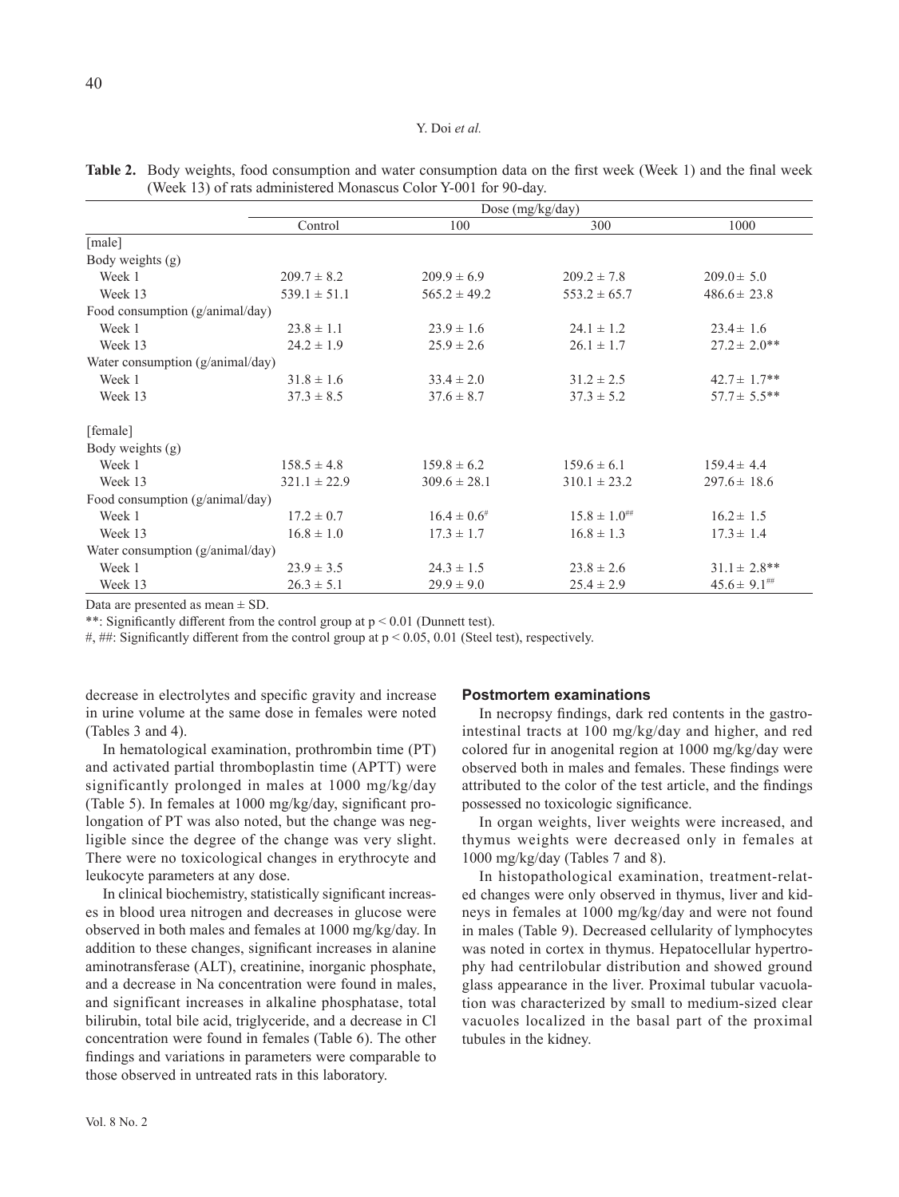**Table 2.** Body weights, food consumption and water consumption data on the first week (Week 1) and the final week (Week 13) of rats administered Monascus Color Y-001 for 90-day.

| | Dose (mg/kg/day) | | | |
|---|---|---|---|---|
| | Control | 100 | 300 | 1000 |
| [male] | | | | |
| Body weights (g) | | | | |
| Week 1 | 209.7 ± 8.2 | 209.9 ± 6.9 | 209.2 ± 7.8 | 209.0 ± 5.0 |
| Week 13 | 539.1 ± 51.1 | 565.2 ± 49.2 | 553.2 ± 65.7 | 486.6 ± 23.8 |
| Food consumption (g/animal/day) | | | | |
| Week 1 | 23.8 ± 1.1 | 23.9 ± 1.6 | 24.1 ± 1.2 | 23.4 ± 1.6 |
| Week 13 | 24.2 ± 1.9 | 25.9 ± 2.6 | 26.1 ± 1.7 | 27.2 ± 2.0** |
| Water consumption (g/animal/day) | | | | |
| Week 1 | 31.8 ± 1.6 | 33.4 ± 2.0 | 31.2 ± 2.5 | 42.7 ± 1.7** |
| Week 13 | 37.3 ± 8.5 | 37.6 ± 8.7 | 37.3 ± 5.2 | 57.7 ± 5.5** |
| [female] | | | | |
| Body weights (g) | | | | |
| Week 1 | 158.5 ± 4.8 | 159.8 ± 6.2 | 159.6 ± 6.1 | 159.4 ± 4.4 |
| Week 13 | 321.1 ± 22.9 | 309.6 ± 28.1 | 310.1 ± 23.2 | 297.6 ± 18.6 |
| Food consumption (g/animal/day) | | | | |
| Week 1 | 17.2 ± 0.7 | 16.4 ± 0.6# | 15.8 ± 1.0## | 16.2 ± 1.5 |
| Week 13 | 16.8 ± 1.0 | 17.3 ± 1.7 | 16.8 ± 1.3 | 17.3 ± 1.4 |
| Water consumption (g/animal/day) | | | | |
| Week 1 | 23.9 ± 3.5 | 24.3 ± 1.5 | 23.8 ± 2.6 | 31.1 ± 2.8** |
| Week 13 | 26.3 ± 5.1 | 29.9 ± 9.0 | 25.4 ± 2.9 | 45.6 ± 9.1## |

Data are presented as mean ± SD.

**: Significantly different from the control group at $p < 0.01$ (Dunnett test).

#, ##: Significantly different from the control group at $p < 0.05$, 0.01 (Steel test), respectively.

decrease in electrolytes and specific gravity and increase in urine volume at the same dose in females were noted (Tables 3 and 4).

In hematological examination, prothrombin time (PT) and activated partial thromboplastin time (APTT) were significantly prolonged in males at 1000 mg/kg/day (Table 5). In females at 1000 mg/kg/day, significant prolongation of PT was also noted, but the change was negligible since the degree of the change was very slight. There were no toxicological changes in erythrocyte and leukocyte parameters at any dose.

In clinical biochemistry, statistically significant increases in blood urea nitrogen and decreases in glucose were observed in both males and females at 1000 mg/kg/day. In addition to these changes, significant increases in alanine aminotransferase (ALT), creatinine, inorganic phosphate, and a decrease in Na concentration were found in males, and significant increases in alkaline phosphatase, total bilirubin, total bile acid, triglyceride, and a decrease in Cl concentration were found in females (Table 6). The other findings and variations in parameters were comparable to those observed in untreated rats in this laboratory.

### Postmortem examinations

In necropsy findings, dark red contents in the gastrointestinal tracts at 100 mg/kg/day and higher, and red colored fur in anogenital region at 1000 mg/kg/day were observed both in males and females. These findings were attributed to the color of the test article, and the findings possessed no toxicologic significance.

In organ weights, liver weights were increased, and thymus weights were decreased only in females at 1000 mg/kg/day (Tables 7 and 8).

In histopathological examination, treatment-related changes were only observed in thymus, liver and kidneys in females at 1000 mg/kg/day and were not found in males (Table 9). Decreased cellularity of lymphocytes was noted in cortex in thymus. Hepatocellular hypertrophy had centrilobular distribution and showed ground glass appearance in the liver. Proximal tubular vacuolation was characterized by small to medium-sized clear vacuoles localized in the basal part of the proximal tubules in the kidney.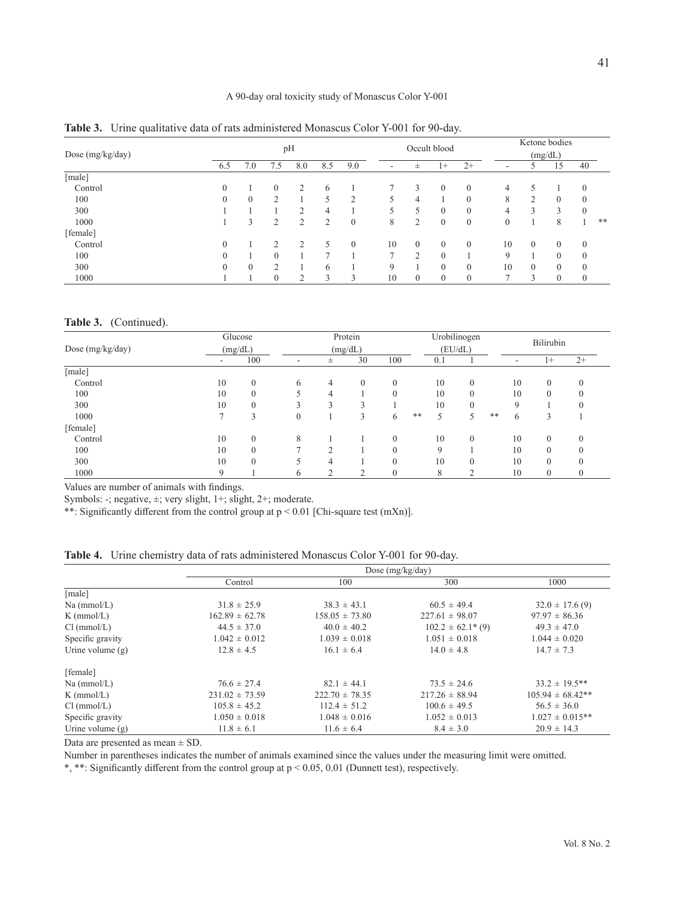**Table 3.** Urine qualitative data of rats administered Monascus Color Y-001 for 90-day.

| Dose (mg/kg/day) | pH | | | | | | Occult blood | | | | Ketone bodies (mg/dL) | | | | |
|---|---|---|---|---|---|---|---|---|---|---|---|---|---|---|---|
| | 6.5 | 7.0 | 7.5 | 8.0 | 8.5 | 9.0 | - | ± | 1+ | 2+ | - | 5 | 15 | 40 | |
| [male] | | | | | | | | | | | | | | | |
| Control | 0 | 1 | 0 | 2 | 6 | 1 | 7 | 3 | 0 | 0 | 4 | 5 | 1 | 0 | |
| 100 | 0 | 0 | 2 | 1 | 5 | 2 | 5 | 4 | 1 | 0 | 8 | 2 | 0 | 0 | |
| 300 | 1 | 1 | 1 | 2 | 4 | 1 | 5 | 5 | 0 | 0 | 4 | 3 | 3 | 0 | |
| 1000 | 1 | 3 | 2 | 2 | 2 | 0 | 8 | 2 | 0 | 0 | 0 | 1 | 8 | 1 | ** |
| [female] | | | | | | | | | | | | | | | |
| Control | 0 | 1 | 2 | 2 | 5 | 0 | 10 | 0 | 0 | 0 | 10 | 0 | 0 | 0 | |
| 100 | 0 | 1 | 0 | 1 | 7 | 1 | 7 | 2 | 0 | 1 | 9 | 1 | 0 | 0 | |
| 300 | 0 | 0 | 2 | 1 | 6 | 1 | 9 | 1 | 0 | 0 | 10 | 0 | 0 | 0 | |
| 1000 | 1 | 1 | 0 | 2 | 3 | 3 | 10 | 0 | 0 | 0 | 7 | 3 | 0 | 0 | |

**Table 3.** (Continued).

| Dose (mg/kg/day) | Glucose (mg/dL) | | Protein (mg/dL) | | | | | Urobilinogen (EU/dL) | | | Bilirubin | | |
|---|---|---|---|---|---|---|---|---|---|---|---|---|---|
| | - | 100 | - | ± | 30 | 100 | | 0.1 | 1 | | - | 1+ | 2+ |
| [male] | | | | | | | | | | | | | |
| Control | 10 | 0 | 6 | 4 | 0 | 0 | | 10 | 0 | | 10 | 0 | 0 |
| 100 | 10 | 0 | 5 | 4 | 1 | 0 | | 10 | 0 | | 10 | 0 | 0 |
| 300 | 10 | 0 | 3 | 3 | 3 | 1 | | 10 | 0 | | 9 | 1 | 0 |
| 1000 | 7 | 3 | 0 | 1 | 3 | 6 | ** | 5 | 5 | ** | 6 | 3 | 1 |
| [female] | | | | | | | | | | | | | |
| Control | 10 | 0 | 8 | 1 | 1 | 0 | | 10 | 0 | | 10 | 0 | 0 |
| 100 | 10 | 0 | 7 | 2 | 1 | 0 | | 9 | 1 | | 10 | 0 | 0 |
| 300 | 10 | 0 | 5 | 4 | 1 | 0 | | 10 | 0 | | 10 | 0 | 0 |
| 1000 | 9 | 1 | 6 | 2 | 2 | 0 | | 8 | 2 | | 10 | 0 | 0 |

Values are number of animals with findings.

Symbols: -; negative, ±; very slight, 1+; slight, 2+; moderate.

**: Significantly different from the control group at $p < 0.01$ [Chi-square test (mXn)].

**Table 4.** Urine chemistry data of rats administered Monascus Color Y-001 for 90-day.

| | Dose (mg/kg/day) | | | |
|---|---|---|---|---|
| | Control | 100 | 300 | 1000 |
| [male] | | | | |
| Na (mmol/L) | 31.8 ± 25.9 | 38.3 ± 43.1 | 60.5 ± 49.4 | 32.0 ± 17.6 (9) |
| K (mmol/L) | 162.89 ± 62.78 | 158.05 ± 73.80 | 227.61 ± 98.07 | 97.97 ± 86.36 |
| Cl (mmol/L) | 44.5 ± 37.0 | 40.0 ± 40.2 | 102.2 ± 62.1* (9) | 49.3 ± 47.0 |
| Specific gravity | 1.042 ± 0.012 | 1.039 ± 0.018 | 1.051 ± 0.018 | 1.044 ± 0.020 |
| Urine volume (g) | 12.8 ± 4.5 | 16.1 ± 6.4 | 14.0 ± 4.8 | 14.7 ± 7.3 |
| [female] | | | | |
| Na (mmol/L) | 76.6 ± 27.4 | 82.1 ± 44.1 | 73.5 ± 24.6 | 33.2 ± 19.5** |
| K (mmol/L) | 231.02 ± 73.59 | 222.70 ± 78.35 | 217.26 ± 88.94 | 105.94 ± 68.42** |
| Cl (mmol/L) | 105.8 ± 45.2 | 112.4 ± 51.2 | 100.6 ± 49.5 | 56.5 ± 36.0 |
| Specific gravity | 1.050 ± 0.018 | 1.048 ± 0.016 | 1.052 ± 0.013 | 1.027 ± 0.015** |
| Urine volume (g) | 11.8 ± 6.1 | 11.6 ± 6.4 | 8.4 ± 3.0 | 20.9 ± 14.3 |

Data are presented as mean ± SD.

Number in parentheses indicates the number of animals examined since the values under the measuring limit were omitted.

*, **: Significantly different from the control group at $p < 0.05$, $0.01$ (Dunnett test), respectively.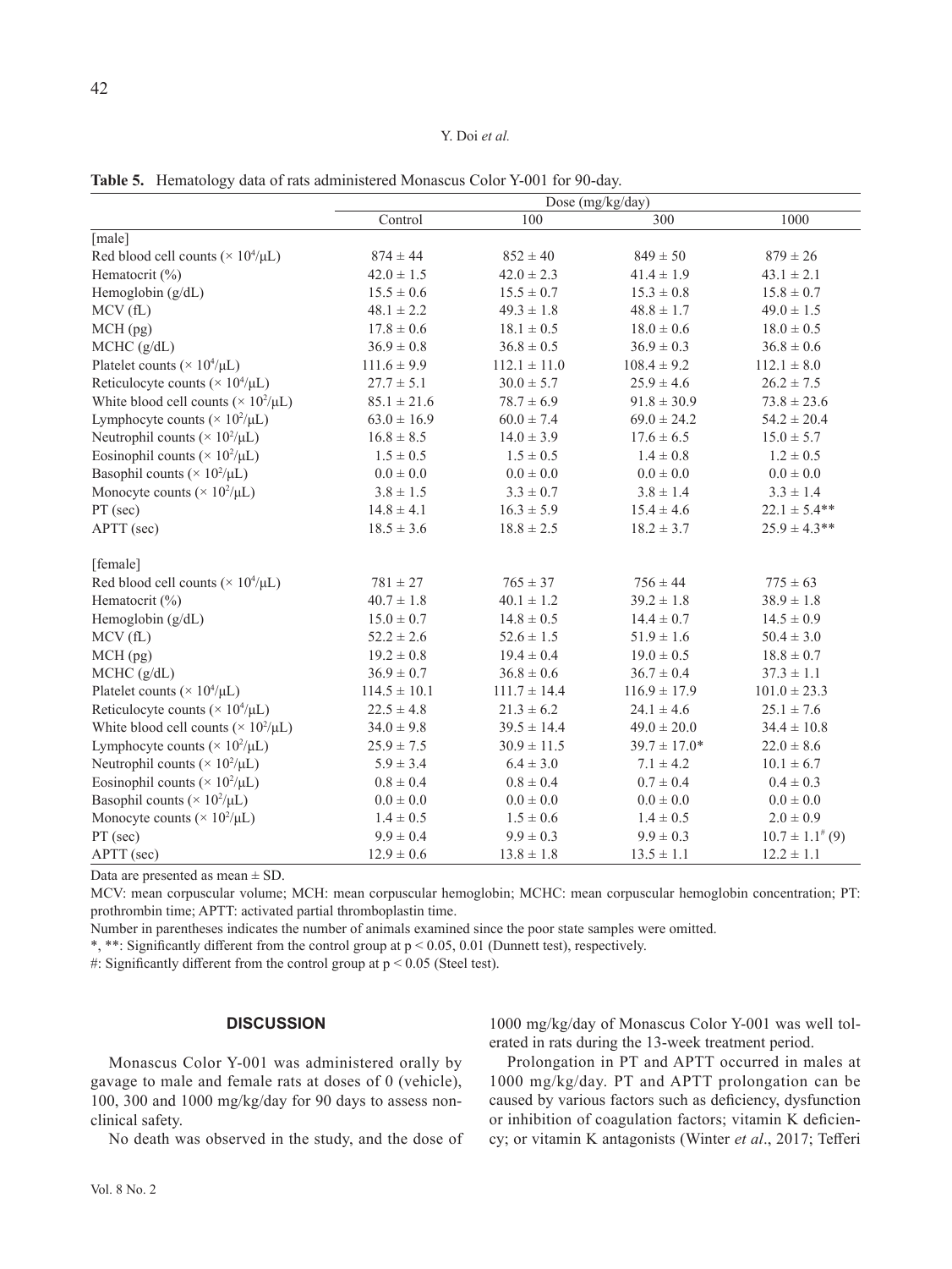**Table 5.** Hematology data of rats administered Monascus Color Y-001 for 90-day.

| | Dose (mg/kg/day) | | | |
|---|---|---|---|---|
| | Control | 100 | 300 | 1000 |
| [male] | | | | |
| Red blood cell counts ($\times 10^4/\mu L$) | 874 ± 44 | 852 ± 40 | 849 ± 50 | 879 ± 26 |
| Hematocrit (%) | 42.0 ± 1.5 | 42.0 ± 2.3 | 41.4 ± 1.9 | 43.1 ± 2.1 |
| Hemoglobin (g/dL) | 15.5 ± 0.6 | 15.5 ± 0.7 | 15.3 ± 0.8 | 15.8 ± 0.7 |
| MCV (fL) | 48.1 ± 2.2 | 49.3 ± 1.8 | 48.8 ± 1.7 | 49.0 ± 1.5 |
| MCH (pg) | 17.8 ± 0.6 | 18.1 ± 0.5 | 18.0 ± 0.6 | 18.0 ± 0.5 |
| MCHC (g/dL) | 36.9 ± 0.8 | 36.8 ± 0.5 | 36.9 ± 0.3 | 36.8 ± 0.6 |
| Platelet counts ($\times 10^4/\mu L$) | 111.6 ± 9.9 | 112.1 ± 11.0 | 108.4 ± 9.2 | 112.1 ± 8.0 |
| Reticulocyte counts ($\times 10^4/\mu L$) | 27.7 ± 5.1 | 30.0 ± 5.7 | 25.9 ± 4.6 | 26.2 ± 7.5 |
| White blood cell counts ($\times 10^2/\mu L$) | 85.1 ± 21.6 | 78.7 ± 6.9 | 91.8 ± 30.9 | 73.8 ± 23.6 |
| Lymphocyte counts ($\times 10^2/\mu L$) | 63.0 ± 16.9 | 60.0 ± 7.4 | 69.0 ± 24.2 | 54.2 ± 20.4 |
| Neutrophil counts ($\times 10^2/\mu L$) | 16.8 ± 8.5 | 14.0 ± 3.9 | 17.6 ± 6.5 | 15.0 ± 5.7 |
| Eosinophil counts ($\times 10^2/\mu L$) | 1.5 ± 0.5 | 1.5 ± 0.5 | 1.4 ± 0.8 | 1.2 ± 0.5 |
| Basophil counts ($\times 10^2/\mu L$) | 0.0 ± 0.0 | 0.0 ± 0.0 | 0.0 ± 0.0 | 0.0 ± 0.0 |
| Monocyte counts ($\times 10^2/\mu L$) | 3.8 ± 1.5 | 3.3 ± 0.7 | 3.8 ± 1.4 | 3.3 ± 1.4 |
| PT (sec) | 14.8 ± 4.1 | 16.3 ± 5.9 | 15.4 ± 4.6 | 22.1 ± 5.4** |
| APTT (sec) | 18.5 ± 3.6 | 18.8 ± 2.5 | 18.2 ± 3.7 | 25.9 ± 4.3** |
| [female] | | | | |
| Red blood cell counts ($\times 10^4/\mu L$) | 781 ± 27 | 765 ± 37 | 756 ± 44 | 775 ± 63 |
| Hematocrit (%) | 40.7 ± 1.8 | 40.1 ± 1.2 | 39.2 ± 1.8 | 38.9 ± 1.8 |
| Hemoglobin (g/dL) | 15.0 ± 0.7 | 14.8 ± 0.5 | 14.4 ± 0.7 | 14.5 ± 0.9 |
| MCV (fL) | 52.2 ± 2.6 | 52.6 ± 1.5 | 51.9 ± 1.6 | 50.4 ± 3.0 |
| MCH (pg) | 19.2 ± 0.8 | 19.4 ± 0.4 | 19.0 ± 0.5 | 18.8 ± 0.7 |
| MCHC (g/dL) | 36.9 ± 0.7 | 36.8 ± 0.6 | 36.7 ± 0.4 | 37.3 ± 1.1 |
| Platelet counts ($\times 10^4/\mu L$) | 114.5 ± 10.1 | 111.7 ± 14.4 | 116.9 ± 17.9 | 101.0 ± 23.3 |
| Reticulocyte counts ($\times 10^4/\mu L$) | 22.5 ± 4.8 | 21.3 ± 6.2 | 24.1 ± 4.6 | 25.1 ± 7.6 |
| White blood cell counts ($\times 10^2/\mu L$) | 34.0 ± 9.8 | 39.5 ± 14.4 | 49.0 ± 20.0 | 34.4 ± 10.8 |
| Lymphocyte counts ($\times 10^2/\mu L$) | 25.9 ± 7.5 | 30.9 ± 11.5 | 39.7 ± 17.0* | 22.0 ± 8.6 |
| Neutrophil counts ($\times 10^2/\mu L$) | 5.9 ± 3.4 | 6.4 ± 3.0 | 7.1 ± 4.2 | 10.1 ± 6.7 |
| Eosinophil counts ($\times 10^2/\mu L$) | 0.8 ± 0.4 | 0.8 ± 0.4 | 0.7 ± 0.4 | 0.4 ± 0.3 |
| Basophil counts ($\times 10^2/\mu L$) | 0.0 ± 0.0 | 0.0 ± 0.0 | 0.0 ± 0.0 | 0.0 ± 0.0 |
| Monocyte counts ($\times 10^2/\mu L$) | 1.4 ± 0.5 | 1.5 ± 0.6 | 1.4 ± 0.5 | 2.0 ± 0.9 |
| PT (sec) | 9.9 ± 0.4 | 9.9 ± 0.3 | 9.9 ± 0.3 | 10.7 ± 1.1# (9) |
| APTT (sec) | 12.9 ± 0.6 | 13.8 ± 1.8 | 13.5 ± 1.1 | 12.2 ± 1.1 |

Data are presented as mean ± SD.

MCV: mean corpuscular volume; MCH: mean corpuscular hemoglobin; MCHC: mean corpuscular hemoglobin concentration; PT: prothrombin time; APTT: activated partial thromboplastin time.

Number in parentheses indicates the number of animals examined since the poor state samples were omitted.

*, **: Significantly different from the control group at $p < 0.05$, 0.01 (Dunnett test), respectively.

#: Significantly different from the control group at $p < 0.05$ (Steel test).

## DISCUSSION

Monascus Color Y-001 was administered orally by gavage to male and female rats at doses of 0 (vehicle), 100, 300 and 1000 mg/kg/day for 90 days to assess non-clinical safety.

No death was observed in the study, and the dose of 1000 mg/kg/day of Monascus Color Y-001 was well tolerated in rats during the 13-week treatment period.

Prolongation in PT and APTT occurred in males at 1000 mg/kg/day. PT and APTT prolongation can be caused by various factors such as deficiency, dysfunction or inhibition of coagulation factors; vitamin K deficiency; or vitamin K antagonists (Winter *et al*., 2017; Tefferi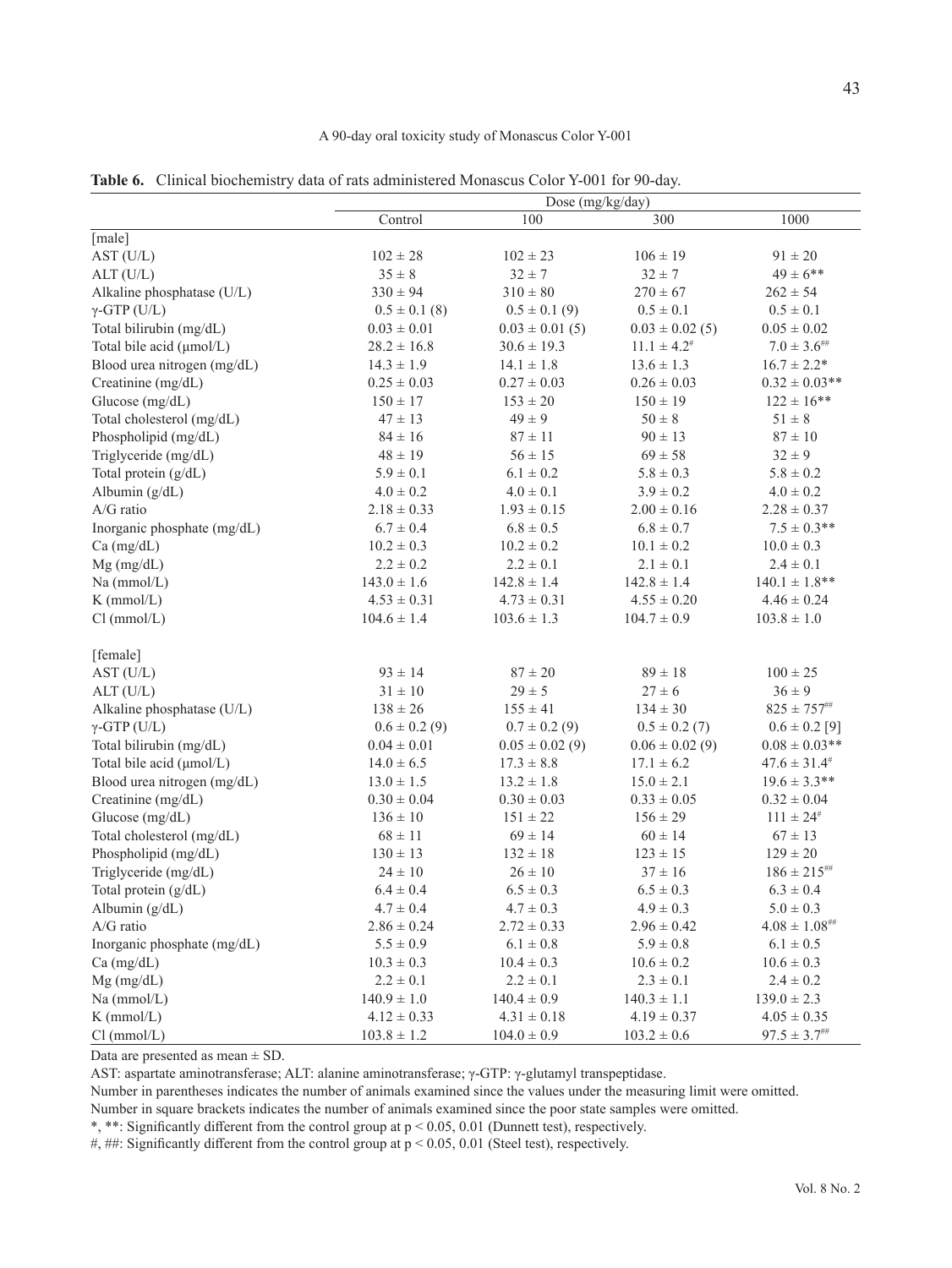**Table 6.** Clinical biochemistry data of rats administered Monascus Color Y-001 for 90-day.

| | Dose (mg/kg/day) | | | |
|---|---|---|---|---|
| | Control | 100 | 300 | 1000 |
| [male] | | | | |
| AST (U/L) | 102 ± 28 | 102 ± 23 | 106 ± 19 | 91 ± 20 |
| ALT (U/L) | 35 ± 8 | 32 ± 7 | 32 ± 7 | 49 ± 6** |
| Alkaline phosphatase (U/L) | 330 ± 94 | 310 ± 80 | 270 ± 67 | 262 ± 54 |
| γ-GTP (U/L) | 0.5 ± 0.1 (8) | 0.5 ± 0.1 (9) | 0.5 ± 0.1 | 0.5 ± 0.1 |
| Total bilirubin (mg/dL) | 0.03 ± 0.01 | 0.03 ± 0.01 (5) | 0.03 ± 0.02 (5) | 0.05 ± 0.02 |
| Total bile acid (μmol/L) | 28.2 ± 16.8 | 30.6 ± 19.3 | 11.1 ± 4.2# | 7.0 ± 3.6## |
| Blood urea nitrogen (mg/dL) | 14.3 ± 1.9 | 14.1 ± 1.8 | 13.6 ± 1.3 | 16.7 ± 2.2* |
| Creatinine (mg/dL) | 0.25 ± 0.03 | 0.27 ± 0.03 | 0.26 ± 0.03 | 0.32 ± 0.03** |
| Glucose (mg/dL) | 150 ± 17 | 153 ± 20 | 150 ± 19 | 122 ± 16** |
| Total cholesterol (mg/dL) | 47 ± 13 | 49 ± 9 | 50 ± 8 | 51 ± 8 |
| Phospholipid (mg/dL) | 84 ± 16 | 87 ± 11 | 90 ± 13 | 87 ± 10 |
| Triglyceride (mg/dL) | 48 ± 19 | 56 ± 15 | 69 ± 58 | 32 ± 9 |
| Total protein (g/dL) | 5.9 ± 0.1 | 6.1 ± 0.2 | 5.8 ± 0.3 | 5.8 ± 0.2 |
| Albumin (g/dL) | 4.0 ± 0.2 | 4.0 ± 0.1 | 3.9 ± 0.2 | 4.0 ± 0.2 |
| A/G ratio | 2.18 ± 0.33 | 1.93 ± 0.15 | 2.00 ± 0.16 | 2.28 ± 0.37 |
| Inorganic phosphate (mg/dL) | 6.7 ± 0.4 | 6.8 ± 0.5 | 6.8 ± 0.7 | 7.5 ± 0.3** |
| Ca (mg/dL) | 10.2 ± 0.3 | 10.2 ± 0.2 | 10.1 ± 0.2 | 10.0 ± 0.3 |
| Mg (mg/dL) | 2.2 ± 0.2 | 2.2 ± 0.1 | 2.1 ± 0.1 | 2.4 ± 0.1 |
| Na (mmol/L) | 143.0 ± 1.6 | 142.8 ± 1.4 | 142.8 ± 1.4 | 140.1 ± 1.8** |
| K (mmol/L) | 4.53 ± 0.31 | 4.73 ± 0.31 | 4.55 ± 0.20 | 4.46 ± 0.24 |
| Cl (mmol/L) | 104.6 ± 1.4 | 103.6 ± 1.3 | 104.7 ± 0.9 | 103.8 ± 1.0 |
| [female] | | | | |
| AST (U/L) | 93 ± 14 | 87 ± 20 | 89 ± 18 | 100 ± 25 |
| ALT (U/L) | 31 ± 10 | 29 ± 5 | 27 ± 6 | 36 ± 9 |
| Alkaline phosphatase (U/L) | 138 ± 26 | 155 ± 41 | 134 ± 30 | 825 ± 757## |
| γ-GTP (U/L) | 0.6 ± 0.2 (9) | 0.7 ± 0.2 (9) | 0.5 ± 0.2 (7) | 0.6 ± 0.2 [9] |
| Total bilirubin (mg/dL) | 0.04 ± 0.01 | 0.05 ± 0.02 (9) | 0.06 ± 0.02 (9) | 0.08 ± 0.03** |
| Total bile acid (μmol/L) | 14.0 ± 6.5 | 17.3 ± 8.8 | 17.1 ± 6.2 | 47.6 ± 31.4# |
| Blood urea nitrogen (mg/dL) | 13.0 ± 1.5 | 13.2 ± 1.8 | 15.0 ± 2.1 | 19.6 ± 3.3** |
| Creatinine (mg/dL) | 0.30 ± 0.04 | 0.30 ± 0.03 | 0.33 ± 0.05 | 0.32 ± 0.04 |
| Glucose (mg/dL) | 136 ± 10 | 151 ± 22 | 156 ± 29 | 111 ± 24# |
| Total cholesterol (mg/dL) | 68 ± 11 | 69 ± 14 | 60 ± 14 | 67 ± 13 |
| Phospholipid (mg/dL) | 130 ± 13 | 132 ± 18 | 123 ± 15 | 129 ± 20 |
| Triglyceride (mg/dL) | 24 ± 10 | 26 ± 10 | 37 ± 16 | 186 ± 215## |
| Total protein (g/dL) | 6.4 ± 0.4 | 6.5 ± 0.3 | 6.5 ± 0.3 | 6.3 ± 0.4 |
| Albumin (g/dL) | 4.7 ± 0.4 | 4.7 ± 0.3 | 4.9 ± 0.3 | 5.0 ± 0.3 |
| A/G ratio | 2.86 ± 0.24 | 2.72 ± 0.33 | 2.96 ± 0.42 | 4.08 ± 1.08## |
| Inorganic phosphate (mg/dL) | 5.5 ± 0.9 | 6.1 ± 0.8 | 5.9 ± 0.8 | 6.1 ± 0.5 |
| Ca (mg/dL) | 10.3 ± 0.3 | 10.4 ± 0.3 | 10.6 ± 0.2 | 10.6 ± 0.3 |
| Mg (mg/dL) | 2.2 ± 0.1 | 2.2 ± 0.1 | 2.3 ± 0.1 | 2.4 ± 0.2 |
| Na (mmol/L) | 140.9 ± 1.0 | 140.4 ± 0.9 | 140.3 ± 1.1 | 139.0 ± 2.3 |
| K (mmol/L) | 4.12 ± 0.33 | 4.31 ± 0.18 | 4.19 ± 0.37 | 4.05 ± 0.35 |
| Cl (mmol/L) | 103.8 ± 1.2 | 104.0 ± 0.9 | 103.2 ± 0.6 | 97.5 ± 3.7## |

Data are presented as mean ± SD.

AST: aspartate aminotransferase; ALT: alanine aminotransferase; γ-GTP: γ-glutamyl transpeptidase.

Number in parentheses indicates the number of animals examined since the values under the measuring limit were omitted.

Number in square brackets indicates the number of animals examined since the poor state samples were omitted.

*, **: Significantly different from the control group at $p < 0.05$, 0.01 (Dunnett test), respectively.

#, ##: Significantly different from the control group at $p < 0.05$, 0.01 (Steel test), respectively.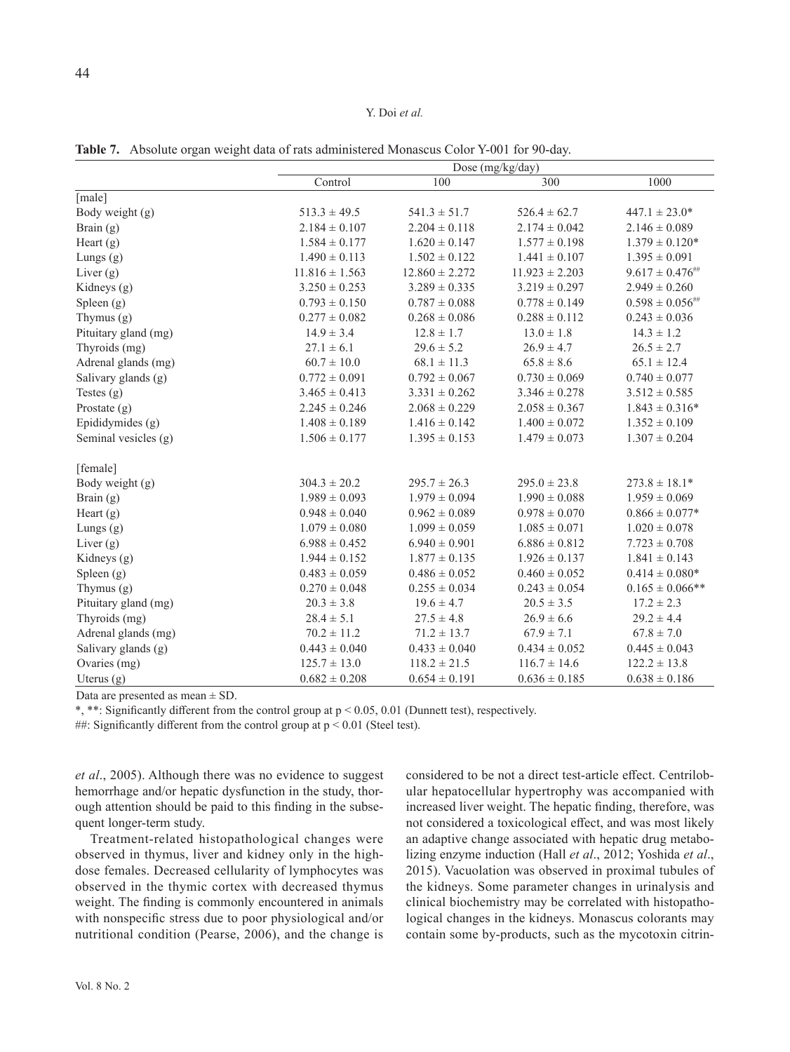**Table 7.** Absolute organ weight data of rats administered Monascus Color Y-001 for 90-day.

| | Dose (mg/kg/day) | | | |
|---|---|---|---|---|
| | Control | 100 | 300 | 1000 |
| [male] | | | | |
| Body weight (g) | 513.3 ± 49.5 | 541.3 ± 51.7 | 526.4 ± 62.7 | 447.1 ± 23.0* |
| Brain (g) | 2.184 ± 0.107 | 2.204 ± 0.118 | 2.174 ± 0.042 | 2.146 ± 0.089 |
| Heart (g) | 1.584 ± 0.177 | 1.620 ± 0.147 | 1.577 ± 0.198 | 1.379 ± 0.120* |
| Lungs (g) | 1.490 ± 0.113 | 1.502 ± 0.122 | 1.441 ± 0.107 | 1.395 ± 0.091 |
| Liver (g) | 11.816 ± 1.563 | 12.860 ± 2.272 | 11.923 ± 2.203 | 9.617 ± 0.476## |
| Kidneys (g) | 3.250 ± 0.253 | 3.289 ± 0.335 | 3.219 ± 0.297 | 2.949 ± 0.260 |
| Spleen (g) | 0.793 ± 0.150 | 0.787 ± 0.088 | 0.778 ± 0.149 | 0.598 ± 0.056## |
| Thymus (g) | 0.277 ± 0.082 | 0.268 ± 0.086 | 0.288 ± 0.112 | 0.243 ± 0.036 |
| Pituitary gland (mg) | 14.9 ± 3.4 | 12.8 ± 1.7 | 13.0 ± 1.8 | 14.3 ± 1.2 |
| Thyroids (mg) | 27.1 ± 6.1 | 29.6 ± 5.2 | 26.9 ± 4.7 | 26.5 ± 2.7 |
| Adrenal glands (mg) | 60.7 ± 10.0 | 68.1 ± 11.3 | 65.8 ± 8.6 | 65.1 ± 12.4 |
| Salivary glands (g) | 0.772 ± 0.091 | 0.792 ± 0.067 | 0.730 ± 0.069 | 0.740 ± 0.077 |
| Testes (g) | 3.465 ± 0.413 | 3.331 ± 0.262 | 3.346 ± 0.278 | 3.512 ± 0.585 |
| Prostate (g) | 2.245 ± 0.246 | 2.068 ± 0.229 | 2.058 ± 0.367 | 1.843 ± 0.316* |
| Epididymides (g) | 1.408 ± 0.189 | 1.416 ± 0.142 | 1.400 ± 0.072 | 1.352 ± 0.109 |
| Seminal vesicles (g) | 1.506 ± 0.177 | 1.395 ± 0.153 | 1.479 ± 0.073 | 1.307 ± 0.204 |
| [female] | | | | |
| Body weight (g) | 304.3 ± 20.2 | 295.7 ± 26.3 | 295.0 ± 23.8 | 273.8 ± 18.1* |
| Brain (g) | 1.989 ± 0.093 | 1.979 ± 0.094 | 1.990 ± 0.088 | 1.959 ± 0.069 |
| Heart (g) | 0.948 ± 0.040 | 0.962 ± 0.089 | 0.978 ± 0.070 | 0.866 ± 0.077* |
| Lungs (g) | 1.079 ± 0.080 | 1.099 ± 0.059 | 1.085 ± 0.071 | 1.020 ± 0.078 |
| Liver (g) | 6.988 ± 0.452 | 6.940 ± 0.901 | 6.886 ± 0.812 | 7.723 ± 0.708 |
| Kidneys (g) | 1.944 ± 0.152 | 1.877 ± 0.135 | 1.926 ± 0.137 | 1.841 ± 0.143 |
| Spleen (g) | 0.483 ± 0.059 | 0.486 ± 0.052 | 0.460 ± 0.052 | 0.414 ± 0.080* |
| Thymus (g) | 0.270 ± 0.048 | 0.255 ± 0.034 | 0.243 ± 0.054 | 0.165 ± 0.066** |
| Pituitary gland (mg) | 20.3 ± 3.8 | 19.6 ± 4.7 | 20.5 ± 3.5 | 17.2 ± 2.3 |
| Thyroids (mg) | 28.4 ± 5.1 | 27.5 ± 4.8 | 26.9 ± 6.6 | 29.2 ± 4.4 |
| Adrenal glands (mg) | 70.2 ± 11.2 | 71.2 ± 13.7 | 67.9 ± 7.1 | 67.8 ± 7.0 |
| Salivary glands (g) | 0.443 ± 0.040 | 0.433 ± 0.040 | 0.434 ± 0.052 | 0.445 ± 0.043 |
| Ovaries (mg) | 125.7 ± 13.0 | 118.2 ± 21.5 | 116.7 ± 14.6 | 122.2 ± 13.8 |
| Uterus (g) | 0.682 ± 0.208 | 0.654 ± 0.191 | 0.636 ± 0.185 | 0.638 ± 0.186 |

Data are presented as mean ± SD.

*, **: Significantly different from the control group at $p < 0.05, 0.01$ (Dunnett test), respectively.

##: Significantly different from the control group at $p < 0.01$ (Steel test).

*et al*., 2005). Although there was no evidence to suggest hemorrhage and/or hepatic dysfunction in the study, thorough attention should be paid to this finding in the subsequent longer-term study.

Treatment-related histopathological changes were observed in thymus, liver and kidney only in the high-dose females. Decreased cellularity of lymphocytes was observed in the thymic cortex with decreased thymus weight. The finding is commonly encountered in animals with nonspecific stress due to poor physiological and/or nutritional condition (Pearse, 2006), and the change is considered to be not a direct test-article effect. Centrilobular hepatocellular hypertrophy was accompanied with increased liver weight. The hepatic finding, therefore, was not considered a toxicological effect, and was most likely an adaptive change associated with hepatic drug metabolizing enzyme induction (Hall *et al*., 2012; Yoshida *et al*., 2015). Vacuolation was observed in proximal tubules of the kidneys. Some parameter changes in urinalysis and clinical biochemistry may be correlated with histopathological changes in the kidneys. Monascus colorants may contain some by-products, such as the mycotoxin citrin-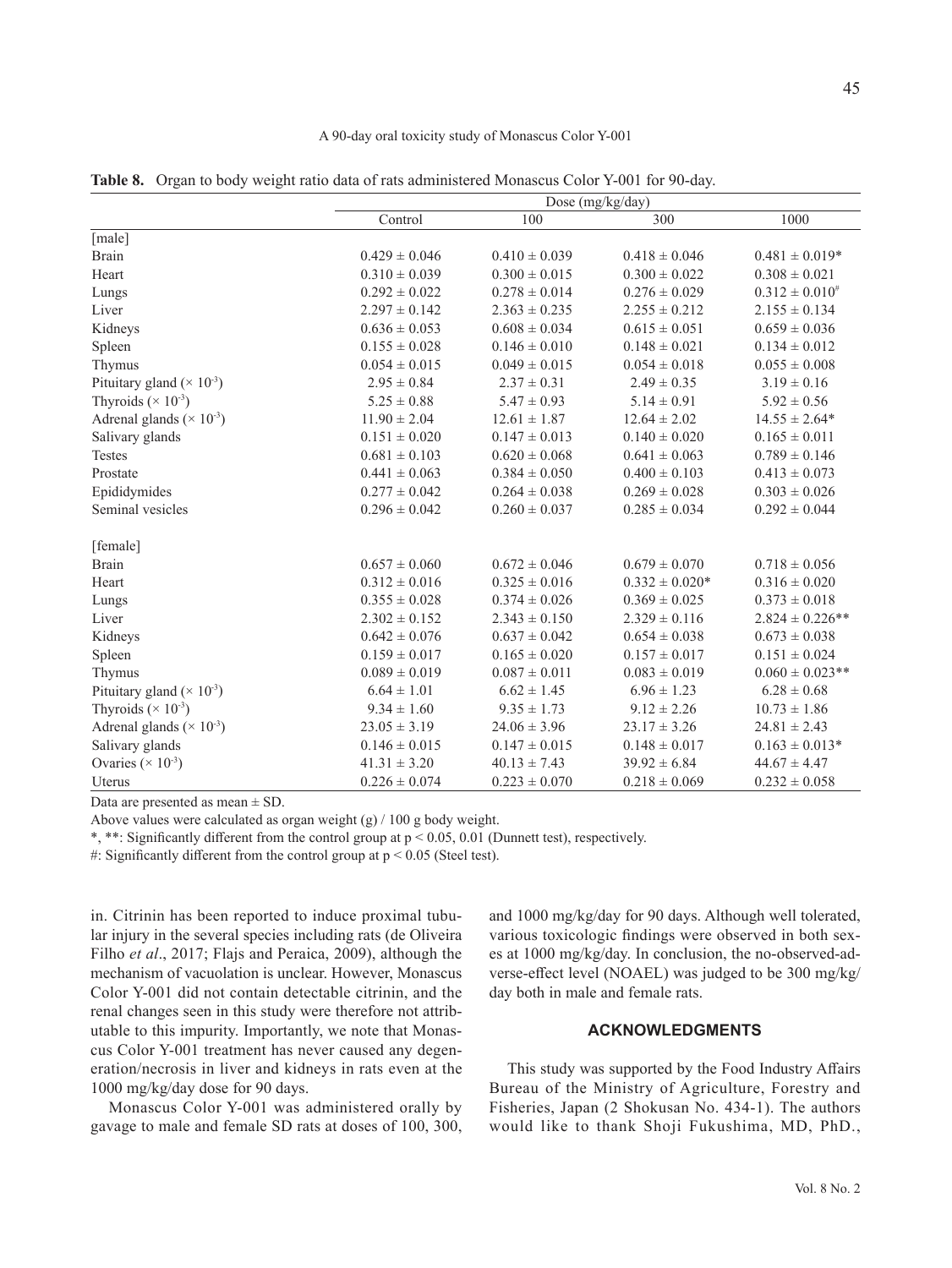**Table 8.** Organ to body weight ratio data of rats administered Monascus Color Y-001 for 90-day.

| | Dose (mg/kg/day) | | | |
|---|---|---|---|---|
| | Control | 100 | 300 | 1000 |
| [male] | | | | |
| Brain | 0.429 ± 0.046 | 0.410 ± 0.039 | 0.418 ± 0.046 | 0.481 ± 0.019* |
| Heart | 0.310 ± 0.039 | 0.300 ± 0.015 | 0.300 ± 0.022 | 0.308 ± 0.021 |
| Lungs | 0.292 ± 0.022 | 0.278 ± 0.014 | 0.276 ± 0.029 | 0.312 ± 0.010# |
| Liver | 2.297 ± 0.142 | 2.363 ± 0.235 | 2.255 ± 0.212 | 2.155 ± 0.134 |
| Kidneys | 0.636 ± 0.053 | 0.608 ± 0.034 | 0.615 ± 0.051 | 0.659 ± 0.036 |
| Spleen | 0.155 ± 0.028 | 0.146 ± 0.010 | 0.148 ± 0.021 | 0.134 ± 0.012 |
| Thymus | 0.054 ± 0.015 | 0.049 ± 0.015 | 0.054 ± 0.018 | 0.055 ± 0.008 |
| Pituitary gland ($\times 10^{-3}$) | 2.95 ± 0.84 | 2.37 ± 0.31 | 2.49 ± 0.35 | 3.19 ± 0.16 |
| Thyroids ($\times 10^{-3}$) | 5.25 ± 0.88 | 5.47 ± 0.93 | 5.14 ± 0.91 | 5.92 ± 0.56 |
| Adrenal glands ($\times 10^{-3}$) | 11.90 ± 2.04 | 12.61 ± 1.87 | 12.64 ± 2.02 | 14.55 ± 2.64* |
| Salivary glands | 0.151 ± 0.020 | 0.147 ± 0.013 | 0.140 ± 0.020 | 0.165 ± 0.011 |
| Testes | 0.681 ± 0.103 | 0.620 ± 0.068 | 0.641 ± 0.063 | 0.789 ± 0.146 |
| Prostate | 0.441 ± 0.063 | 0.384 ± 0.050 | 0.400 ± 0.103 | 0.413 ± 0.073 |
| Epididymides | 0.277 ± 0.042 | 0.264 ± 0.038 | 0.269 ± 0.028 | 0.303 ± 0.026 |
| Seminal vesicles | 0.296 ± 0.042 | 0.260 ± 0.037 | 0.285 ± 0.034 | 0.292 ± 0.044 |
| [female] | | | | |
| Brain | 0.657 ± 0.060 | 0.672 ± 0.046 | 0.679 ± 0.070 | 0.718 ± 0.056 |
| Heart | 0.312 ± 0.016 | 0.325 ± 0.016 | 0.332 ± 0.020* | 0.316 ± 0.020 |
| Lungs | 0.355 ± 0.028 | 0.374 ± 0.026 | 0.369 ± 0.025 | 0.373 ± 0.018 |
| Liver | 2.302 ± 0.152 | 2.343 ± 0.150 | 2.329 ± 0.116 | 2.824 ± 0.226** |
| Kidneys | 0.642 ± 0.076 | 0.637 ± 0.042 | 0.654 ± 0.038 | 0.673 ± 0.038 |
| Spleen | 0.159 ± 0.017 | 0.165 ± 0.020 | 0.157 ± 0.017 | 0.151 ± 0.024 |
| Thymus | 0.089 ± 0.019 | 0.087 ± 0.011 | 0.083 ± 0.019 | 0.060 ± 0.023** |
| Pituitary gland ($\times 10^{-3}$) | 6.64 ± 1.01 | 6.62 ± 1.45 | 6.96 ± 1.23 | 6.28 ± 0.68 |
| Thyroids ($\times 10^{-3}$) | 9.34 ± 1.60 | 9.35 ± 1.73 | 9.12 ± 2.26 | 10.73 ± 1.86 |
| Adrenal glands ($\times 10^{-3}$) | 23.05 ± 3.19 | 24.06 ± 3.96 | 23.17 ± 3.26 | 24.81 ± 2.43 |
| Salivary glands | 0.146 ± 0.015 | 0.147 ± 0.015 | 0.148 ± 0.017 | 0.163 ± 0.013* |
| Ovaries ($\times 10^{-3}$) | 41.31 ± 3.20 | 40.13 ± 7.43 | 39.92 ± 6.84 | 44.67 ± 4.47 |
| Uterus | 0.226 ± 0.074 | 0.223 ± 0.070 | 0.218 ± 0.069 | 0.232 ± 0.058 |

Data are presented as mean ± SD.

Above values were calculated as organ weight (g) / 100 g body weight.

*, **: Significantly different from the control group at $p < 0.05$, 0.01 (Dunnett test), respectively.

#: Significantly different from the control group at $p < 0.05$ (Steel test).

in. Citrinin has been reported to induce proximal tubular injury in the several species including rats (de Oliveira Filho *et al*., 2017; Flajs and Peraica, 2009), although the mechanism of vacuolation is unclear. However, Monascus Color Y-001 did not contain detectable citrinin, and the renal changes seen in this study were therefore not attributable to this impurity. Importantly, we note that Monascus Color Y-001 treatment has never caused any degeneration/necrosis in liver and kidneys in rats even at the 1000 mg/kg/day dose for 90 days.

Monascus Color Y-001 was administered orally by gavage to male and female SD rats at doses of 100, 300, and 1000 mg/kg/day for 90 days. Although well tolerated, various toxicologic findings were observed in both sexes at 1000 mg/kg/day. In conclusion, the no-observed-adverse-effect level (NOAEL) was judged to be 300 mg/kg/day both in male and female rats.

## ACKNOWLEDGMENTS

This study was supported by the Food Industry Affairs Bureau of the Ministry of Agriculture, Forestry and Fisheries, Japan (2 Shokusan No. 434-1). The authors would like to thank Shoji Fukushima, MD, PhD.,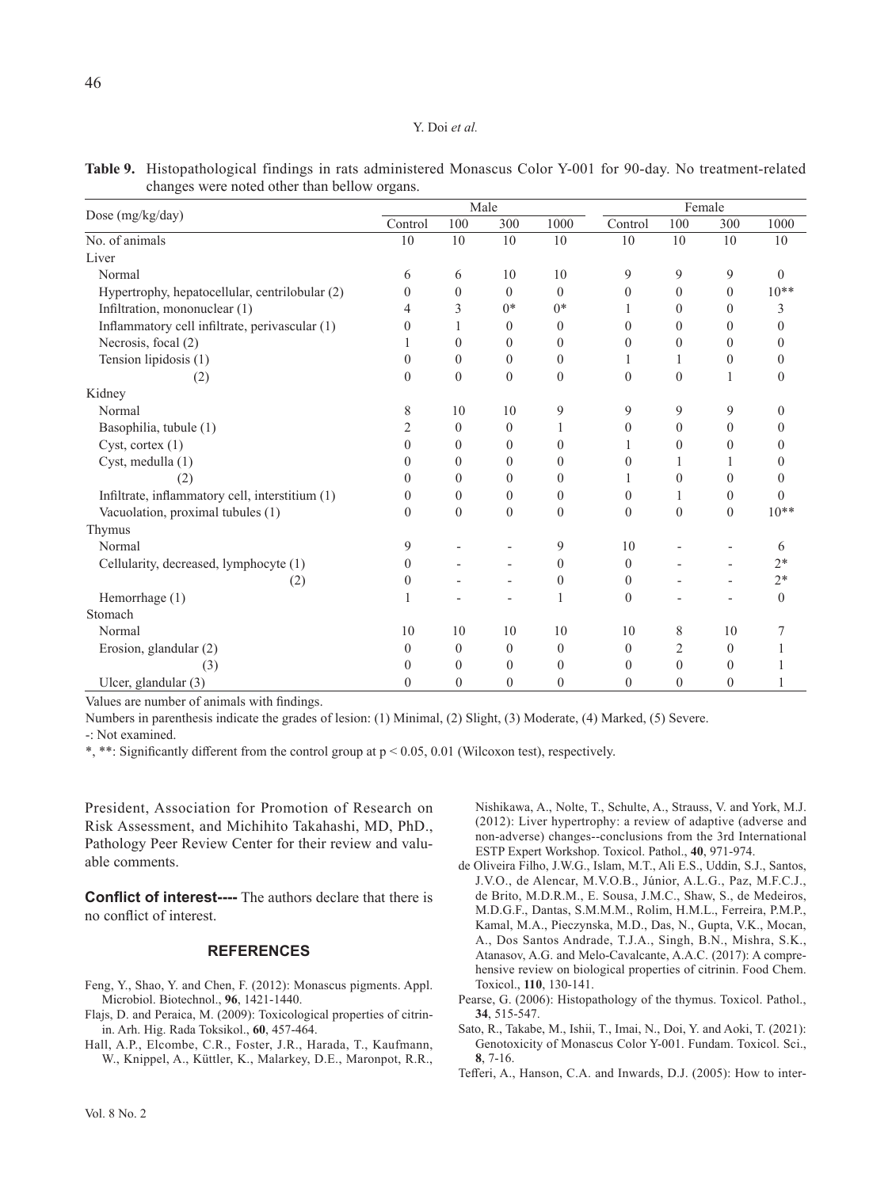**Table 9.** Histopathological findings in rats administered Monascus Color Y-001 for 90-day. No treatment-related changes were noted other than bellow organs.

| Dose (mg/kg/day) | Male | | | | Female | | | |
|---|---|---|---|---|---|---|---|---|
| | Control | 100 | 300 | 1000 | Control | 100 | 300 | 1000 |
| No. of animals | 10 | 10 | 10 | 10 | 10 | 10 | 10 | 10 |
| Liver | | | | | | | | |
| Normal | 6 | 6 | 10 | 10 | 9 | 9 | 9 | 0 |
| Hypertrophy, hepatocellular, centrilobular (2) | 0 | 0 | 0 | 0 | 0 | 0 | 0 | 10** |
| Infiltration, mononuclear (1) | 4 | 3 | 0* | 0* | 1 | 0 | 0 | 3 |
| Inflammatory cell infiltrate, perivascular (1) | 0 | 1 | 0 | 0 | 0 | 0 | 0 | 0 |
| Necrosis, focal (2) | 1 | 0 | 0 | 0 | 0 | 0 | 0 | 0 |
| Tension lipidosis (1) | 0 | 0 | 0 | 0 | 1 | 1 | 0 | 0 |
| (2) | 0 | 0 | 0 | 0 | 0 | 0 | 1 | 0 |
| Kidney | | | | | | | | |
| Normal | 8 | 10 | 10 | 9 | 9 | 9 | 9 | 0 |
| Basophilia, tubule (1) | 2 | 0 | 0 | 1 | 0 | 0 | 0 | 0 |
| Cyst, cortex (1) | 0 | 0 | 0 | 0 | 1 | 0 | 0 | 0 |
| Cyst, medulla (1) | 0 | 0 | 0 | 0 | 0 | 1 | 1 | 0 |
| (2) | 0 | 0 | 0 | 0 | 1 | 0 | 0 | 0 |
| Infiltrate, inflammatory cell, interstitium (1) | 0 | 0 | 0 | 0 | 0 | 1 | 0 | 0 |
| Vacuolation, proximal tubules (1) | 0 | 0 | 0 | 0 | 0 | 0 | 0 | 10** |
| Thymus | | | | | | | | |
| Normal | 9 | - | - | 9 | 10 | - | - | 6 |
| Cellularity, decreased, lymphocyte (1) | 0 | - | - | 0 | 0 | - | - | 2* |
| (2) | 0 | - | - | 0 | 0 | - | - | 2* |
| Hemorrhage (1) | 1 | - | - | 1 | 0 | - | - | 0 |
| Stomach | | | | | | | | |
| Normal | 10 | 10 | 10 | 10 | 10 | 8 | 10 | 7 |
| Erosion, glandular (2) | 0 | 0 | 0 | 0 | 0 | 2 | 0 | 1 |
| (3) | 0 | 0 | 0 | 0 | 0 | 0 | 0 | 1 |
| Ulcer, glandular (3) | 0 | 0 | 0 | 0 | 0 | 0 | 0 | 1 |

Values are number of animals with findings.

Numbers in parenthesis indicate the grades of lesion: (1) Minimal, (2) Slight, (3) Moderate, (4) Marked, (5) Severe.

-: Not examined.

*, **: Significantly different from the control group at $p < 0.05$, $0.01$ (Wilcoxon test), respectively.

President, Association for Promotion of Research on Risk Assessment, and Michihito Takahashi, MD, PhD., Pathology Peer Review Center for their review and valuable comments.

**Conflict of interest----** The authors declare that there is no conflict of interest.

## REFERENCES

Feng, Y., Shao, Y. and Chen, F. (2012): Monascus pigments. Appl. Microbiol. Biotechnol., **96**, 1421-1440.

Flajs, D. and Peraica, M. (2009): Toxicological properties of citrinin. Arh. Hig. Rada Toksikol., **60**, 457-464.

Hall, A.P., Elcombe, C.R., Foster, J.R., Harada, T., Kaufmann, W., Knippel, A., Küttler, K., Malarkey, D.E., Maronpot, R.R., Nishikawa, A., Nolte, T., Schulte, A., Strauss, V. and York, M.J. (2012): Liver hypertrophy: a review of adaptive (adverse and non-adverse) changes--conclusions from the 3rd International ESTP Expert Workshop. Toxicol. Pathol., **40**, 971-974.

de Oliveira Filho, J.W.G., Islam, M.T., Ali E.S., Uddin, S.J., Santos, J.V.O., de Alencar, M.V.O.B., Júnior, A.L.G., Paz, M.F.C.J., de Brito, M.D.R.M., E. Sousa, J.M.C., Shaw, S., de Medeiros, M.D.G.F., Dantas, S.M.M.M., Rolim, H.M.L., Ferreira, P.M.P., Kamal, M.A., Pieczynska, M.D., Das, N., Gupta, V.K., Mocan, A., Dos Santos Andrade, T.J.A., Singh, B.N., Mishra, S.K., Atanasov, A.G. and Melo-Cavalcante, A.A.C. (2017): A comprehensive review on biological properties of citrinin. Food Chem. Toxicol., **110**, 130-141.

Pearse, G. (2006): Histopathology of the thymus. Toxicol. Pathol., **34**, 515-547.

Sato, R., Takabe, M., Ishii, T., Imai, N., Doi, Y. and Aoki, T. (2021): Genotoxicity of Monascus Color Y-001. Fundam. Toxicol. Sci., **8**, 7-16.

Tefferi, A., Hanson, C.A. and Inwards, D.J. (2005): How to inter-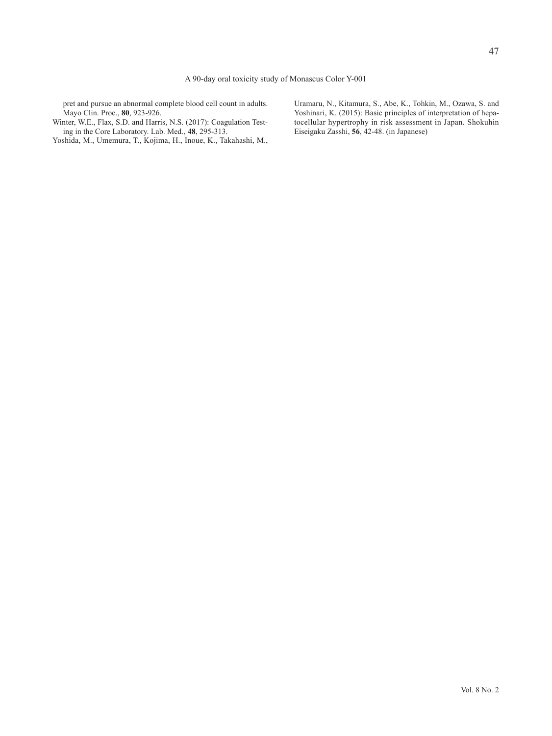pret and pursue an abnormal complete blood cell count in adults. Mayo Clin. Proc., **80**, 923-926.

Winter, W.E., Flax, S.D. and Harris, N.S. (2017): Coagulation Testing in the Core Laboratory. Lab. Med., **48**, 295-313.

Yoshida, M., Umemura, T., Kojima, H., Inoue, K., Takahashi, M., Uramaru, N., Kitamura, S., Abe, K., Tohkin, M., Ozawa, S. and Yoshinari, K. (2015): Basic principles of interpretation of hepatocellular hypertrophy in risk assessment in Japan. Shokuhin Eiseigaku Zasshi, **56**, 42-48. (in Japanese)